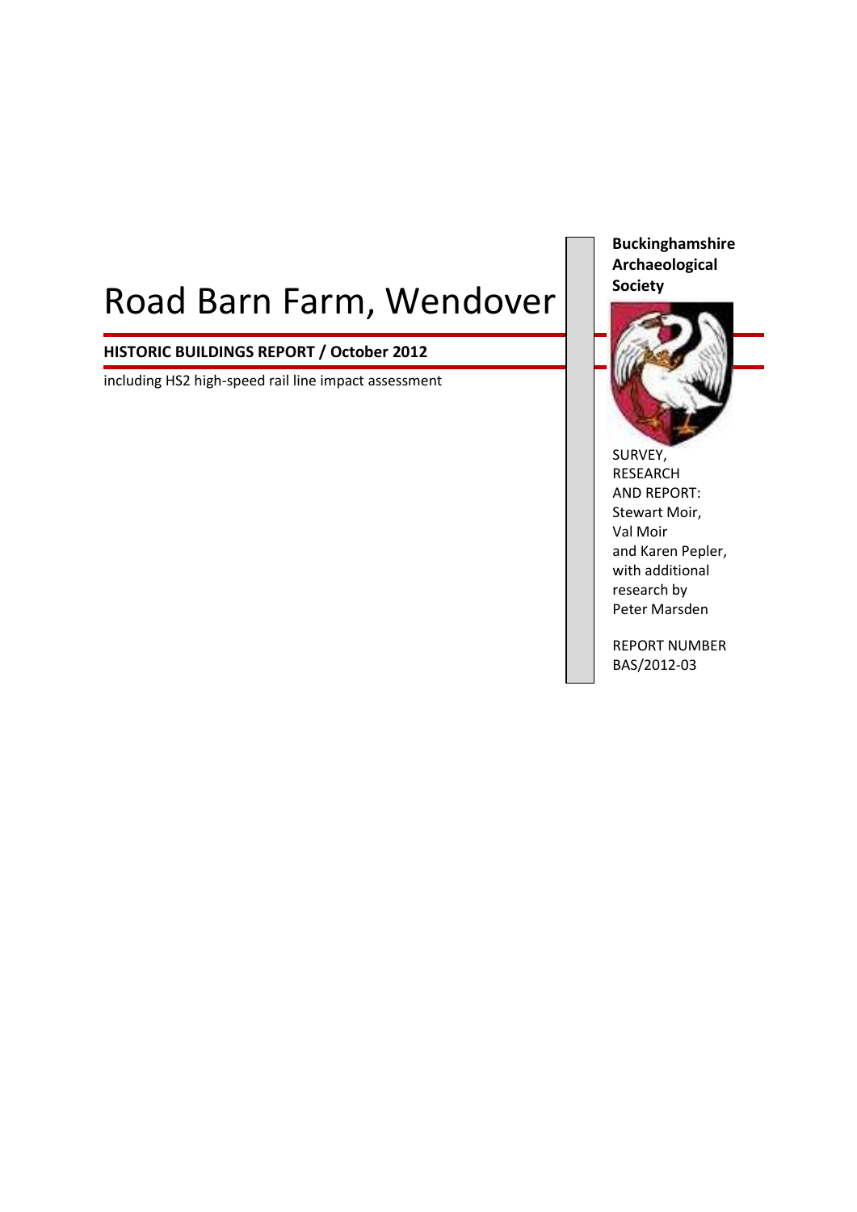# Road Barn Farm, Wendover

**HISTORIC BUILDINGS REPORT / October 2012**

including HS2 high-speed rail line impact assessment

**Buckinghamshire Archaeological Society**

SURVEY, RESEARCH AND REPORT: Stewart Moir, Val Moir and Karen Pepler, with additional research by Peter Marsden

REPORT NUMBER BAS/2012-03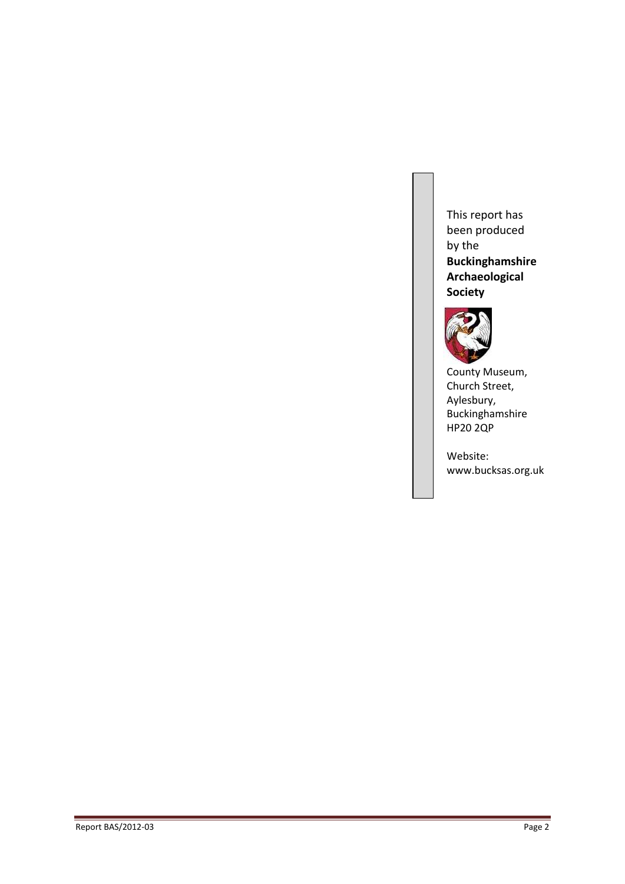This report has been produced by the **Buckinghamshire Archaeological Society**

County Museum,
Church Street,
Aylesbury,
Buckinghamshire
HP20 2QP

Website:
www.bucksas.org.uk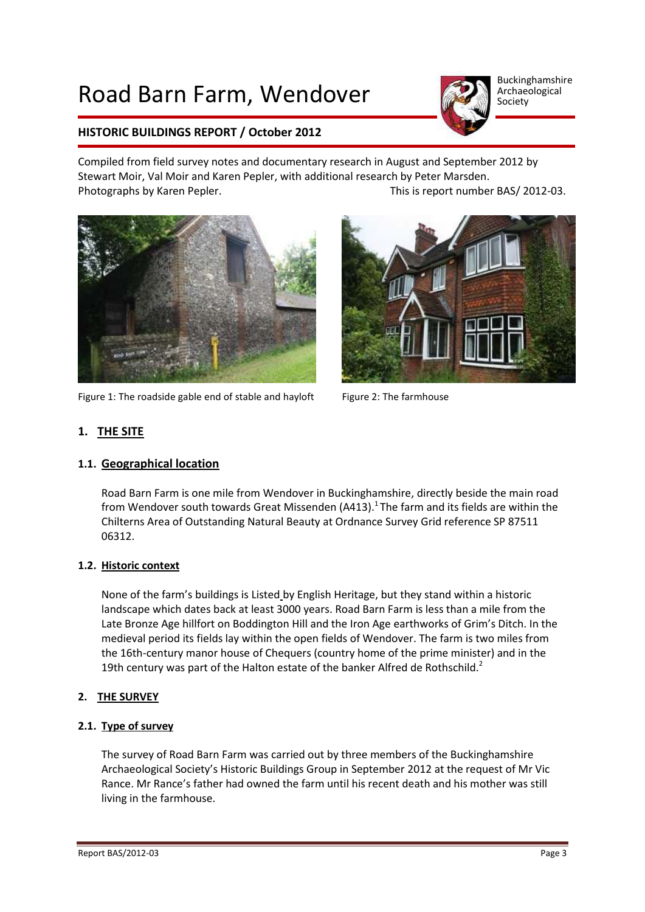# Road Barn Farm, Wendover

Buckinghamshire Archaeological Society

**HISTORIC BUILDINGS REPORT / October 2012**

Compiled from field survey notes and documentary research in August and September 2012 by Stewart Moir, Val Moir and Karen Pepler, with additional research by Peter Marsden.
Photographs by Karen Pepler. This is report number BAS/ 2012-03.

Figure 1: The roadside gable end of stable and hayloft

Figure 2: The farmhouse

## 1. THE SITE

### 1.1. Geographical location

Road Barn Farm is one mile from Wendover in Buckinghamshire, directly beside the main road from Wendover south towards Great Missenden (A413).[1] The farm and its fields are within the Chilterns Area of Outstanding Natural Beauty at Ordnance Survey Grid reference SP 87511 06312.

### 1.2. Historic context

None of the farm's buildings is Listed by English Heritage, but they stand within a historic landscape which dates back at least 3000 years. Road Barn Farm is less than a mile from the Late Bronze Age hillfort on Boddington Hill and the Iron Age earthworks of Grim's Ditch. In the medieval period its fields lay within the open fields of Wendover. The farm is two miles from the 16th-century manor house of Chequers (country home of the prime minister) and in the 19th century was part of the Halton estate of the banker Alfred de Rothschild.[2]

## 2. THE SURVEY

### 2.1. Type of survey

The survey of Road Barn Farm was carried out by three members of the Buckinghamshire Archaeological Society's Historic Buildings Group in September 2012 at the request of Mr Vic Rance. Mr Rance's father had owned the farm until his recent death and his mother was still living in the farmhouse.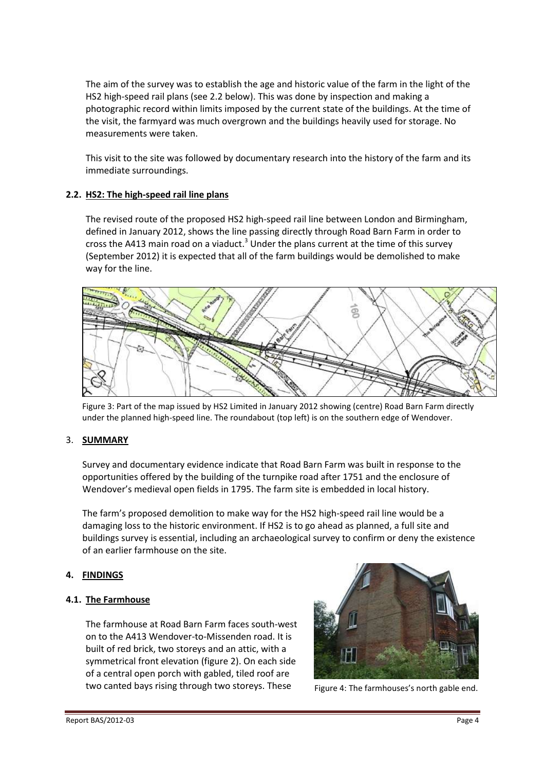The aim of the survey was to establish the age and historic value of the farm in the light of the HS2 high-speed rail plans (see 2.2 below). This was done by inspection and making a photographic record within limits imposed by the current state of the buildings. At the time of the visit, the farmyard was much overgrown and the buildings heavily used for storage. No measurements were taken.

This visit to the site was followed by documentary research into the history of the farm and its immediate surroundings.

### 2.2. HS2: The high-speed rail line plans

The revised route of the proposed HS2 high-speed rail line between London and Birmingham, defined in January 2012, shows the line passing directly through Road Barn Farm in order to cross the A413 main road on a viaduct.[3] Under the plans current at the time of this survey (September 2012) it is expected that all of the farm buildings would be demolished to make way for the line.

Figure 3: Part of the map issued by HS2 Limited in January 2012 showing (centre) Road Barn Farm directly under the planned high-speed line. The roundabout (top left) is on the southern edge of Wendover.

## 3. SUMMARY

Survey and documentary evidence indicate that Road Barn Farm was built in response to the opportunities offered by the building of the turnpike road after 1751 and the enclosure of Wendover's medieval open fields in 1795. The farm site is embedded in local history.

The farm's proposed demolition to make way for the HS2 high-speed rail line would be a damaging loss to the historic environment. If HS2 is to go ahead as planned, a full site and buildings survey is essential, including an archaeological survey to confirm or deny the existence of an earlier farmhouse on the site.

## 4. FINDINGS

### 4.1. The Farmhouse

The farmhouse at Road Barn Farm faces south-west on to the A413 Wendover-to-Missenden road. It is built of red brick, two storeys and an attic, with a symmetrical front elevation (figure 2). On each side of a central open porch with gabled, tiled roof are two canted bays rising through two storeys. These

Figure 4: The farmhouses's north gable end.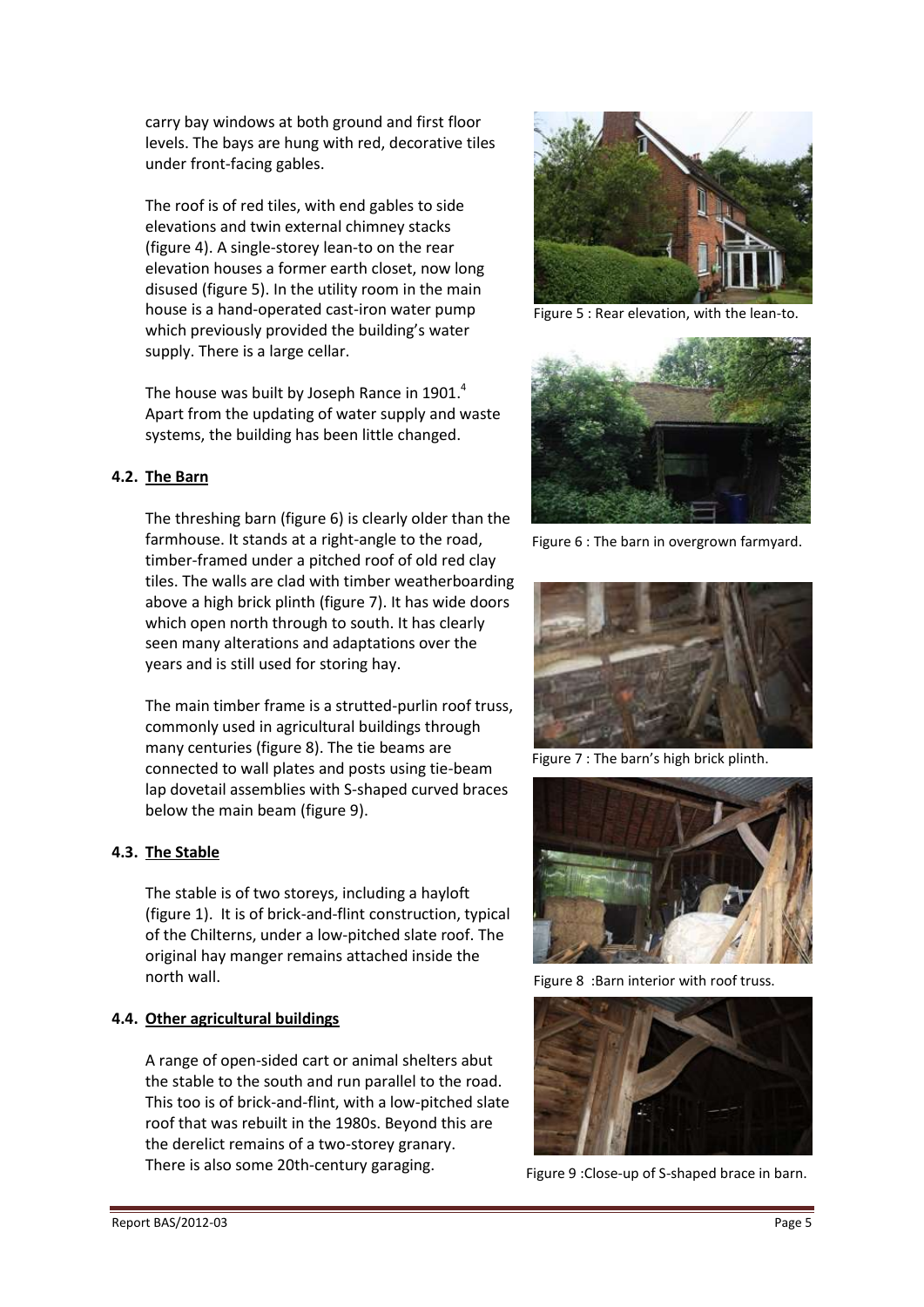carry bay windows at both ground and first floor levels. The bays are hung with red, decorative tiles under front-facing gables.

The roof is of red tiles, with end gables to side elevations and twin external chimney stacks (figure 4). A single-storey lean-to on the rear elevation houses a former earth closet, now long disused (figure 5). In the utility room in the main house is a hand-operated cast-iron water pump which previously provided the building's water supply. There is a large cellar.

The house was built by Joseph Rance in 1901.[4] Apart from the updating of water supply and waste systems, the building has been little changed.

### 4.2. The Barn

The threshing barn (figure 6) is clearly older than the farmhouse. It stands at a right-angle to the road, timber-framed under a pitched roof of old red clay tiles. The walls are clad with timber weatherboarding above a high brick plinth (figure 7). It has wide doors which open north through to south. It has clearly seen many alterations and adaptations over the years and is still used for storing hay.

The main timber frame is a strutted-purlin roof truss, commonly used in agricultural buildings through many centuries (figure 8). The tie beams are connected to wall plates and posts using tie-beam lap dovetail assemblies with S-shaped curved braces below the main beam (figure 9).

### 4.3. The Stable

The stable is of two storeys, including a hayloft (figure 1). It is of brick-and-flint construction, typical of the Chilterns, under a low-pitched slate roof. The original hay manger remains attached inside the north wall.

### 4.4. Other agricultural buildings

A range of open-sided cart or animal shelters abut the stable to the south and run parallel to the road. This too is of brick-and-flint, with a low-pitched slate roof that was rebuilt in the 1980s. Beyond this are the derelict remains of a two-storey granary. There is also some 20th-century garaging.

Figure 5 : Rear elevation, with the lean-to.

Figure 6 : The barn in overgrown farmyard.

Figure 7 : The barn's high brick plinth.

Figure 8 :Barn interior with roof truss.

Figure 9 :Close-up of S-shaped brace in barn.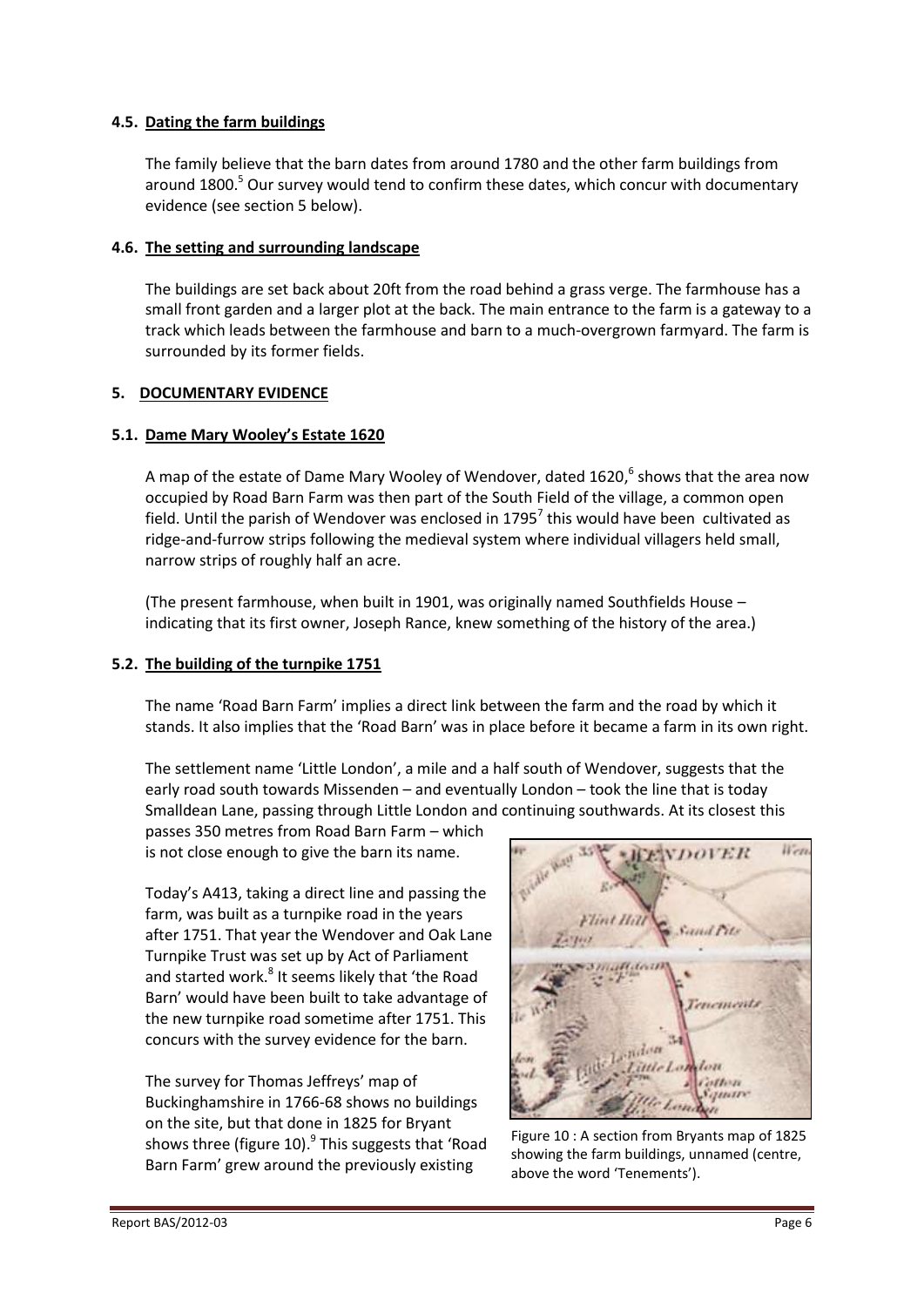### 4.5. Dating the farm buildings

The family believe that the barn dates from around 1780 and the other farm buildings from around 1800.[5] Our survey would tend to confirm these dates, which concur with documentary evidence (see section 5 below).

### 4.6. The setting and surrounding landscape

The buildings are set back about 20ft from the road behind a grass verge. The farmhouse has a small front garden and a larger plot at the back. The main entrance to the farm is a gateway to a track which leads between the farmhouse and barn to a much-overgrown farmyard. The farm is surrounded by its former fields.

## 5. DOCUMENTARY EVIDENCE

### 5.1. Dame Mary Wooley's Estate 1620

A map of the estate of Dame Mary Wooley of Wendover, dated 1620,[6] shows that the area now occupied by Road Barn Farm was then part of the South Field of the village, a common open field. Until the parish of Wendover was enclosed in 1795[7] this would have been cultivated as ridge-and-furrow strips following the medieval system where individual villagers held small, narrow strips of roughly half an acre.

(The present farmhouse, when built in 1901, was originally named Southfields House – indicating that its first owner, Joseph Rance, knew something of the history of the area.)

### 5.2. The building of the turnpike 1751

The name 'Road Barn Farm' implies a direct link between the farm and the road by which it stands. It also implies that the 'Road Barn' was in place before it became a farm in its own right.

The settlement name 'Little London', a mile and a half south of Wendover, suggests that the early road south towards Missenden – and eventually London – took the line that is today Smalldean Lane, passing through Little London and continuing southwards. At its closest this passes 350 metres from Road Barn Farm – which is not close enough to give the barn its name.

Today's A413, taking a direct line and passing the farm, was built as a turnpike road in the years after 1751. That year the Wendover and Oak Lane Turnpike Trust was set up by Act of Parliament and started work.[8] It seems likely that 'the Road Barn' would have been built to take advantage of the new turnpike road sometime after 1751. This concurs with the survey evidence for the barn.

The survey for Thomas Jeffreys' map of Buckinghamshire in 1766-68 shows no buildings on the site, but that done in 1825 for Bryant shows three (figure 10).[9] This suggests that 'Road Barn Farm' grew around the previously existing

Figure 10 : A section from Bryants map of 1825 showing the farm buildings, unnamed (centre, above the word 'Tenements').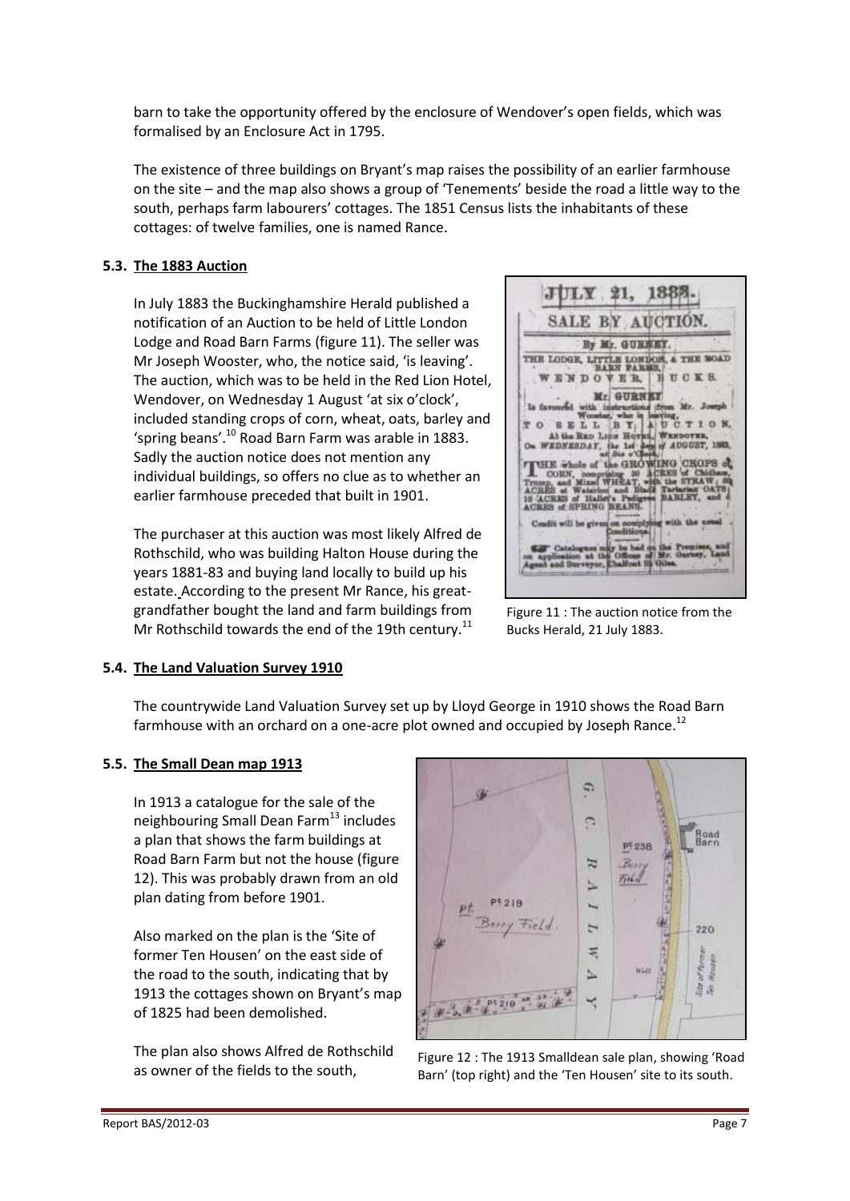barn to take the opportunity offered by the enclosure of Wendover's open fields, which was formalised by an Enclosure Act in 1795.

The existence of three buildings on Bryant's map raises the possibility of an earlier farmhouse on the site – and the map also shows a group of 'Tenements' beside the road a little way to the south, perhaps farm labourers' cottages. The 1851 Census lists the inhabitants of these cottages: of twelve families, one is named Rance.

### 5.3. The 1883 Auction

In July 1883 the Buckinghamshire Herald published a notification of an Auction to be held of Little London Lodge and Road Barn Farms (figure 11). The seller was Mr Joseph Wooster, who, the notice said, 'is leaving'. The auction, which was to be held in the Red Lion Hotel, Wendover, on Wednesday 1 August 'at six o'clock', included standing crops of corn, wheat, oats, barley and 'spring beans'.[10] Road Barn Farm was arable in 1883. Sadly the auction notice does not mention any individual buildings, so offers no clue as to whether an earlier farmhouse preceded that built in 1901.

The purchaser at this auction was most likely Alfred de Rothschild, who was building Halton House during the years 1881-83 and buying land locally to build up his estate. According to the present Mr Rance, his great-grandfather bought the land and farm buildings from Mr Rothschild towards the end of the 19th century.[11]

Figure 11 : The auction notice from the Bucks Herald, 21 July 1883.

### 5.4. The Land Valuation Survey 1910

The countrywide Land Valuation Survey set up by Lloyd George in 1910 shows the Road Barn farmhouse with an orchard on a one-acre plot owned and occupied by Joseph Rance.[12]

### 5.5. The Small Dean map 1913

In 1913 a catalogue for the sale of the neighbouring Small Dean Farm[13] includes a plan that shows the farm buildings at Road Barn Farm but not the house (figure 12). This was probably drawn from an old plan dating from before 1901.

Also marked on the plan is the 'Site of former Ten Housen' on the east side of the road to the south, indicating that by 1913 the cottages shown on Bryant's map of 1825 had been demolished.

The plan also shows Alfred de Rothschild as owner of the fields to the south,

Figure 12 : The 1913 Smalldean sale plan, showing 'Road Barn' (top right) and the 'Ten Housen' site to its south.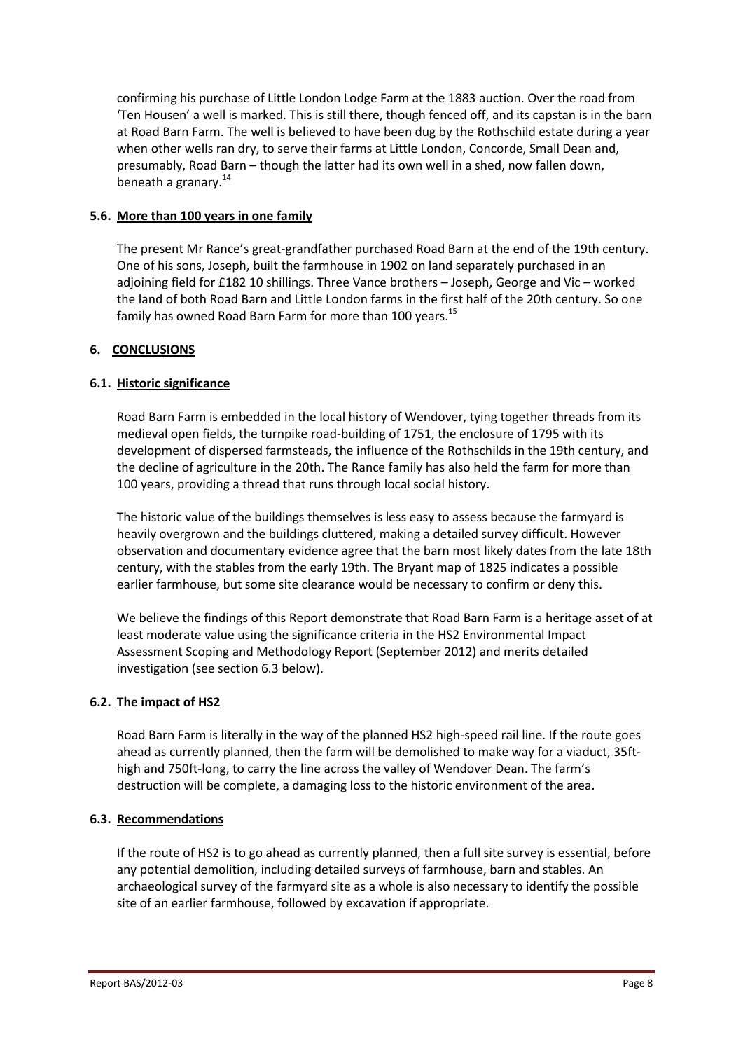confirming his purchase of Little London Lodge Farm at the 1883 auction. Over the road from 'Ten Housen' a well is marked. This is still there, though fenced off, and its capstan is in the barn at Road Barn Farm. The well is believed to have been dug by the Rothschild estate during a year when other wells ran dry, to serve their farms at Little London, Concorde, Small Dean and, presumably, Road Barn – though the latter had its own well in a shed, now fallen down, beneath a granary.[14]

### 5.6. More than 100 years in one family

The present Mr Rance's great-grandfather purchased Road Barn at the end of the 19th century. One of his sons, Joseph, built the farmhouse in 1902 on land separately purchased in an adjoining field for £182 10 shillings. Three Vance brothers – Joseph, George and Vic – worked the land of both Road Barn and Little London farms in the first half of the 20th century. So one family has owned Road Barn Farm for more than 100 years.[15]

## 6. CONCLUSIONS

### 6.1. Historic significance

Road Barn Farm is embedded in the local history of Wendover, tying together threads from its medieval open fields, the turnpike road-building of 1751, the enclosure of 1795 with its development of dispersed farmsteads, the influence of the Rothschilds in the 19th century, and the decline of agriculture in the 20th. The Rance family has also held the farm for more than 100 years, providing a thread that runs through local social history.

The historic value of the buildings themselves is less easy to assess because the farmyard is heavily overgrown and the buildings cluttered, making a detailed survey difficult. However observation and documentary evidence agree that the barn most likely dates from the late 18th century, with the stables from the early 19th. The Bryant map of 1825 indicates a possible earlier farmhouse, but some site clearance would be necessary to confirm or deny this.

We believe the findings of this Report demonstrate that Road Barn Farm is a heritage asset of at least moderate value using the significance criteria in the HS2 Environmental Impact Assessment Scoping and Methodology Report (September 2012) and merits detailed investigation (see section 6.3 below).

### 6.2. The impact of HS2

Road Barn Farm is literally in the way of the planned HS2 high-speed rail line. If the route goes ahead as currently planned, then the farm will be demolished to make way for a viaduct, 35ft-high and 750ft-long, to carry the line across the valley of Wendover Dean. The farm's destruction will be complete, a damaging loss to the historic environment of the area.

### 6.3. Recommendations

If the route of HS2 is to go ahead as currently planned, then a full site survey is essential, before any potential demolition, including detailed surveys of farmhouse, barn and stables. An archaeological survey of the farmyard site as a whole is also necessary to identify the possible site of an earlier farmhouse, followed by excavation if appropriate.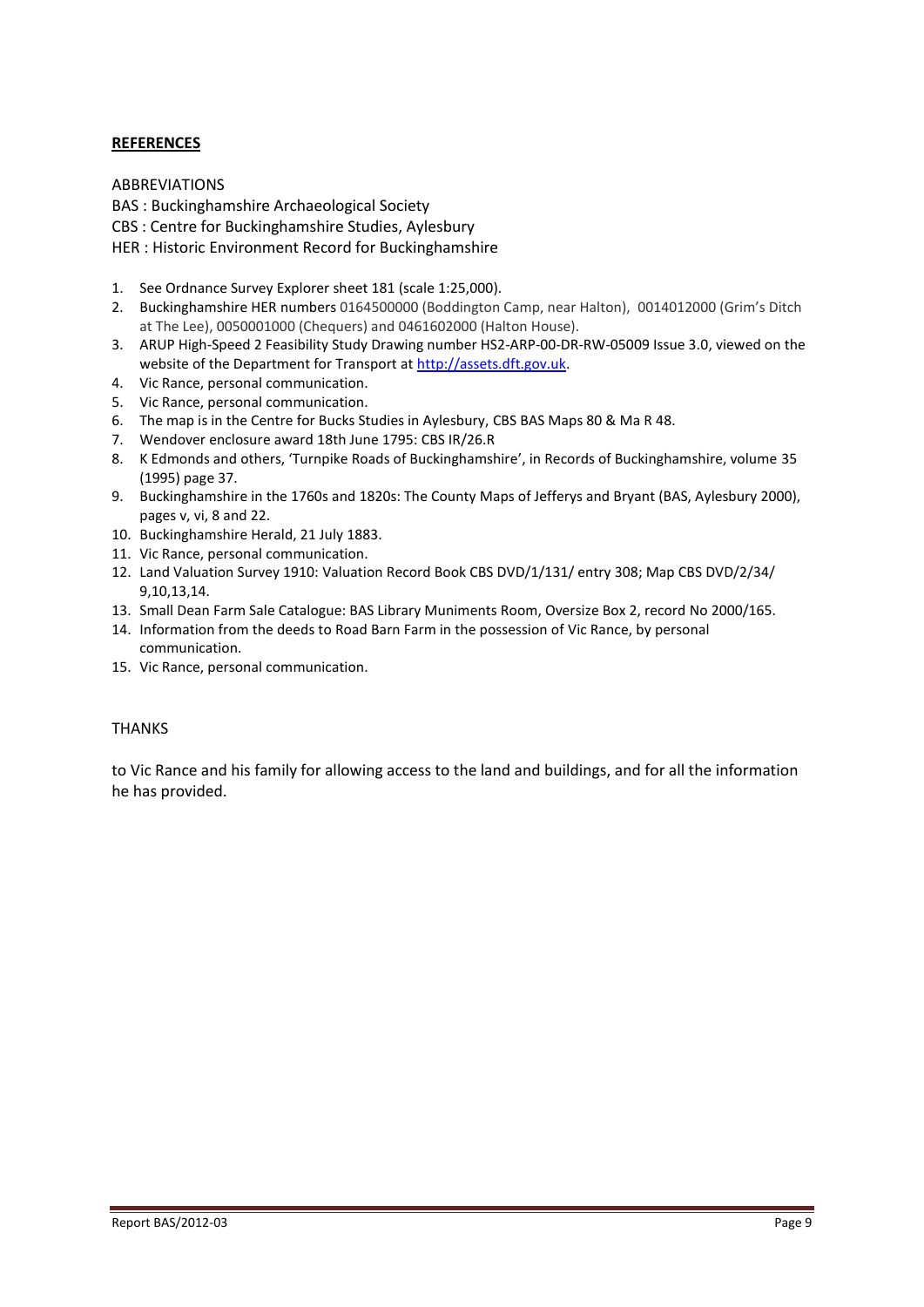**REFERENCES**

ABBREVIATIONS

BAS : Buckinghamshire Archaeological Society

CBS : Centre for Buckinghamshire Studies, Aylesbury

HER : Historic Environment Record for Buckinghamshire

1. See Ordnance Survey Explorer sheet 181 (scale 1:25,000).
2. Buckinghamshire HER numbers 0164500000 (Boddington Camp, near Halton), 0014012000 (Grim's Ditch at The Lee), 0050001000 (Chequers) and 0461602000 (Halton House).
3. ARUP High-Speed 2 Feasibility Study Drawing number HS2-ARP-00-DR-RW-05009 Issue 3.0, viewed on the website of the Department for Transport at http://assets.dft.gov.uk.
4. Vic Rance, personal communication.
5. Vic Rance, personal communication.
6. The map is in the Centre for Bucks Studies in Aylesbury, CBS BAS Maps 80 & Ma R 48.
7. Wendover enclosure award 18th June 1795: CBS IR/26.R
8. K Edmonds and others, 'Turnpike Roads of Buckinghamshire', in Records of Buckinghamshire, volume 35 (1995) page 37.
9. Buckinghamshire in the 1760s and 1820s: The County Maps of Jefferys and Bryant (BAS, Aylesbury 2000), pages v, vi, 8 and 22.
10. Buckinghamshire Herald, 21 July 1883.
11. Vic Rance, personal communication.
12. Land Valuation Survey 1910: Valuation Record Book CBS DVD/1/131/ entry 308; Map CBS DVD/2/34/ 9,10,13,14.
13. Small Dean Farm Sale Catalogue: BAS Library Muniments Room, Oversize Box 2, record No 2000/165.
14. Information from the deeds to Road Barn Farm in the possession of Vic Rance, by personal communication.
15. Vic Rance, personal communication.

THANKS

to Vic Rance and his family for allowing access to the land and buildings, and for all the information he has provided.